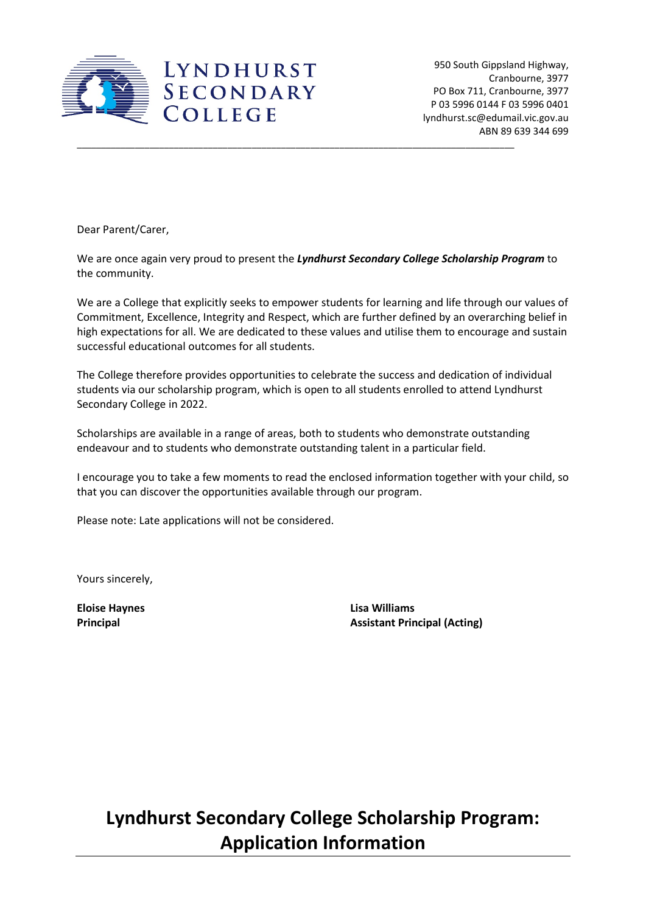**LYNDHURST SECONDARY COLLEGE**

950 South Gippsland Highway,
Cranbourne, 3977
PO Box 711, Cranbourne, 3977
P 03 5996 0144 F 03 5996 0401
lyndhurst.sc@edumail.vic.gov.au
ABN 89 639 344 699

---

Dear Parent/Carer,

We are once again very proud to present the ***Lyndhurst Secondary College Scholarship Program*** to the community.

We are a College that explicitly seeks to empower students for learning and life through our values of Commitment, Excellence, Integrity and Respect, which are further defined by an overarching belief in high expectations for all. We are dedicated to these values and utilise them to encourage and sustain successful educational outcomes for all students.

The College therefore provides opportunities to celebrate the success and dedication of individual students via our scholarship program, which is open to all students enrolled to attend Lyndhurst Secondary College in 2022.

Scholarships are available in a range of areas, both to students who demonstrate outstanding endeavour and to students who demonstrate outstanding talent in a particular field.

I encourage you to take a few moments to read the enclosed information together with your child, so that you can discover the opportunities available through our program.

Please note: Late applications will not be considered.

Yours sincerely,

**Eloise Haynes**
**Principal**

**Lisa Williams**
**Assistant Principal (Acting)**

# Lyndhurst Secondary College Scholarship Program: Application Information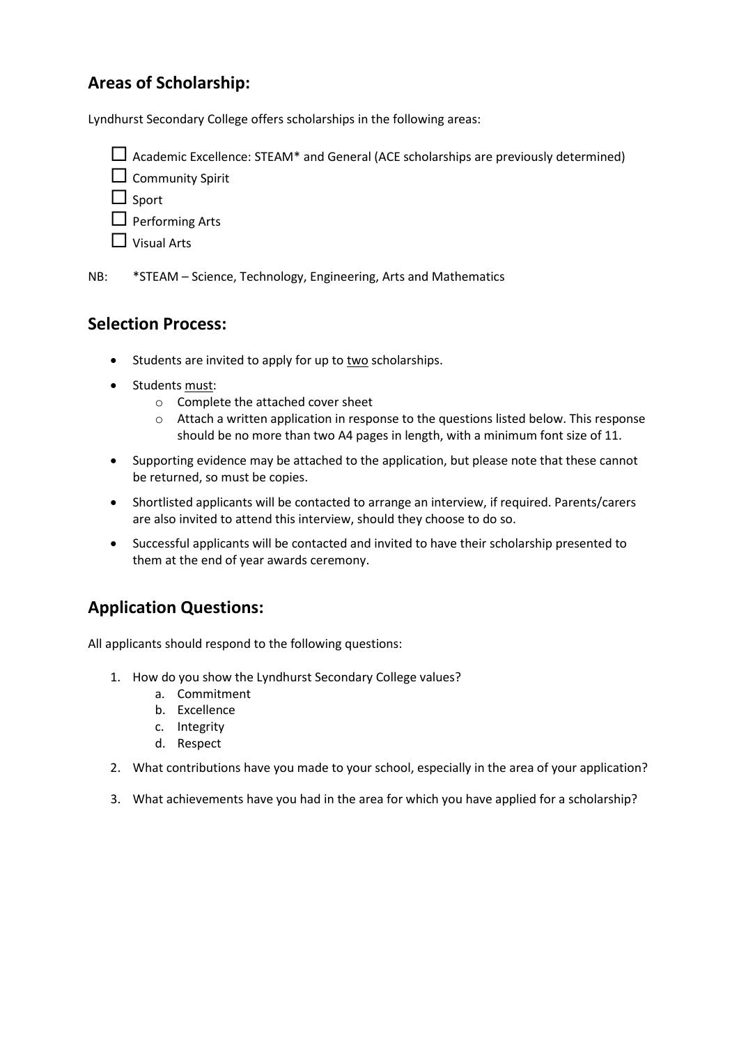## Areas of Scholarship:

Lyndhurst Secondary College offers scholarships in the following areas:

- ☐ Academic Excellence: STEAM* and General (ACE scholarships are previously determined)
- ☐ Community Spirit
- ☐ Sport
- ☐ Performing Arts
- ☐ Visual Arts

NB: *STEAM – Science, Technology, Engineering, Arts and Mathematics

## Selection Process:

- Students are invited to apply for up to <u>two</u> scholarships.
- Students <u>must</u>:
  - Complete the attached cover sheet
  - Attach a written application in response to the questions listed below. This response should be no more than two A4 pages in length, with a minimum font size of 11.
- Supporting evidence may be attached to the application, but please note that these cannot be returned, so must be copies.
- Shortlisted applicants will be contacted to arrange an interview, if required. Parents/carers are also invited to attend this interview, should they choose to do so.
- Successful applicants will be contacted and invited to have their scholarship presented to them at the end of year awards ceremony.

## Application Questions:

All applicants should respond to the following questions:

1. How do you show the Lyndhurst Secondary College values?
   a. Commitment
   b. Excellence
   c. Integrity
   d. Respect
2. What contributions have you made to your school, especially in the area of your application?
3. What achievements have you had in the area for which you have applied for a scholarship?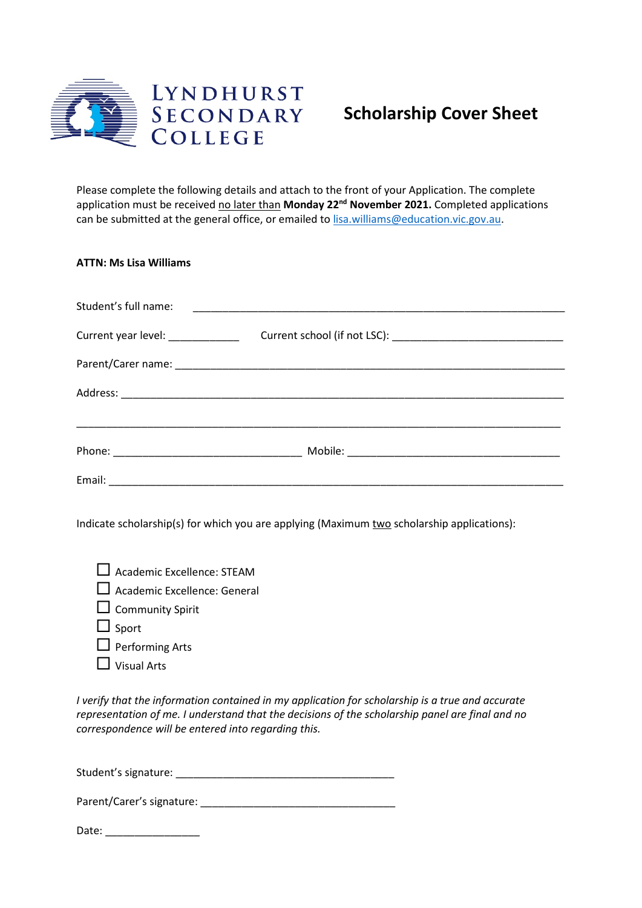LYNDHURST SECONDARY COLLEGE

# Scholarship Cover Sheet

Please complete the following details and attach to the front of your Application. The complete application must be received no later than **Monday 22nd November 2021.** Completed applications can be submitted at the general office, or emailed to lisa.williams@education.vic.gov.au.

**ATTN: Ms Lisa Williams**

Student's full name: ______________________________________________________________

Current year level: ____________ Current school (if not LSC): ____________________________

Parent/Carer name: ______________________________________________________________

Address: ______________________________________________________________________

______________________________________________________________________________

Phone: ________________________________ Mobile: ____________________________________

Email: ________________________________________________________________________

Indicate scholarship(s) for which you are applying (Maximum two scholarship applications):

- ☐ Academic Excellence: STEAM
- ☐ Academic Excellence: General
- ☐ Community Spirit
- ☐ Sport
- ☐ Performing Arts
- ☐ Visual Arts

*I verify that the information contained in my application for scholarship is a true and accurate representation of me. I understand that the decisions of the scholarship panel are final and no correspondence will be entered into regarding this.*

Student's signature: _____________________________________

Parent/Carer's signature: _________________________________

Date: ________________